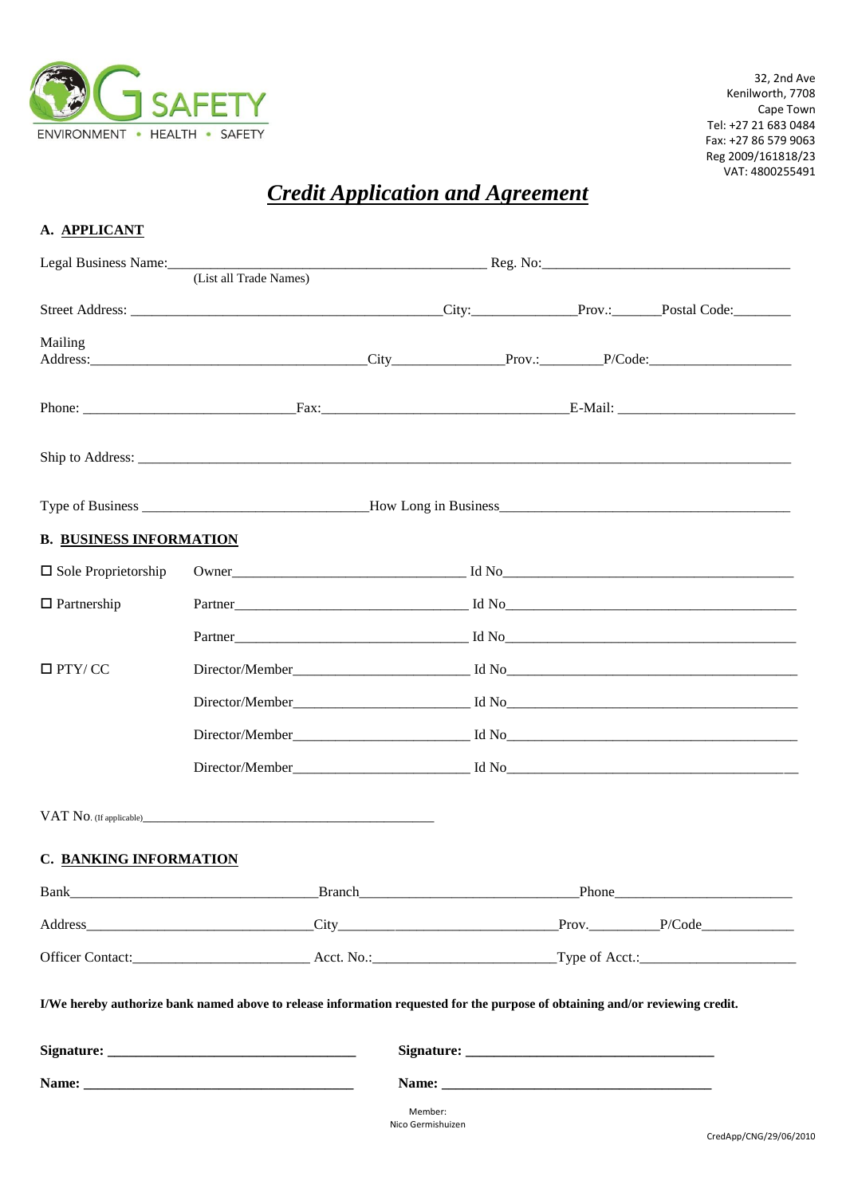**G SAFETY**
ENVIRONMENT • HEALTH • SAFETY

32, 2nd Ave
Kenilworth, 7708
Cape Town
Tel: +27 21 683 0484
Fax: +27 86 579 9063
Reg 2009/161818/23
VAT: 4800255491

# ***Credit Application and Agreement***

## A. APPLICANT

Legal Business Name:_______________________________________ Reg. No:___________________________________
(List all Trade Names)

Street Address: ___________________________________________City:______________Prov.:______Postal Code:________

Mailing Address:_____________________________________City_______________Prov.:________P/Code:____________________

Phone: _____________________________Fax:_________________________________E-Mail: ________________________

Ship to Address: ___________________________________________________________________________________________

Type of Business ______________________________How Long in Business_________________________________________

## B. BUSINESS INFORMATION

☐ Sole Proprietorship Owner_______________________________ Id No_________________________________________

☐ Partnership Partner_________________________________ Id No_________________________________________

Partner_________________________________ Id No_________________________________________

☐ PTY/ CC Director/Member________________________ Id No_________________________________________

Director/Member________________________ Id No_________________________________________

Director/Member________________________ Id No_________________________________________

Director/Member________________________ Id No_________________________________________

VAT No. (If applicable)_____________________________________________

## C. BANKING INFORMATION

Bank__________________________________Branch______________________________Phone_________________________

Address_______________________________City______________________________Prov._________P/Code_____________

Officer Contact:________________________ Acct. No.:_________________________Type of Acct.:______________________

**I/We hereby authorize bank named above to release information requested for the purpose of obtaining and/or reviewing credit.**

**Signature:** __________________________________ **Signature:** __________________________________

**Name:** ______________________________________ **Name:** ______________________________________

Member:
Nico Germishuizen

CredApp/CNG/29/06/2010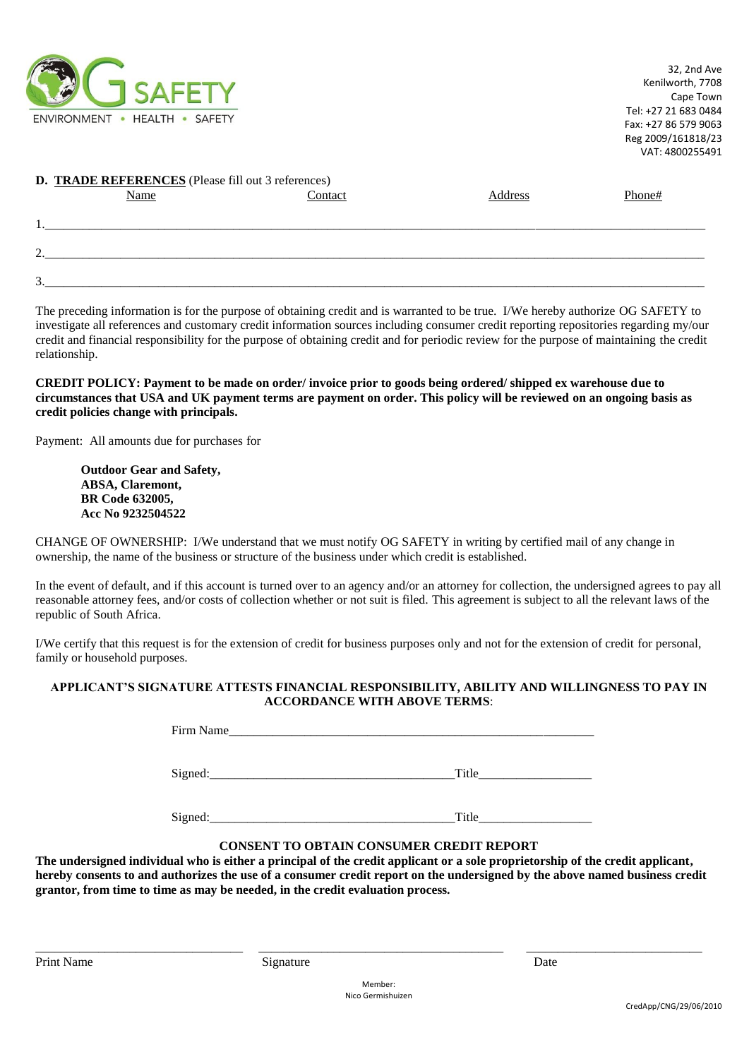OG SAFETY
ENVIRONMENT • HEALTH • SAFETY

32, 2nd Ave
Kenilworth, 7708
Cape Town
Tel: +27 21 683 0484
Fax: +27 86 579 9063
Reg 2009/161818/23
VAT: 4800255491

**D. TRADE REFERENCES** (Please fill out 3 references)

| | Name | Contact | Address | Phone# |
|---|---|---|---|---|
| 1. | | | | |
| 2. | | | | |
| 3. | | | | |

The preceding information is for the purpose of obtaining credit and is warranted to be true. I/We hereby authorize OG SAFETY to investigate all references and customary credit information sources including consumer credit reporting repositories regarding my/our credit and financial responsibility for the purpose of obtaining credit and for periodic review for the purpose of maintaining the credit relationship.

**CREDIT POLICY: Payment to be made on order/ invoice prior to goods being ordered/ shipped ex warehouse due to circumstances that USA and UK payment terms are payment on order. This policy will be reviewed on an ongoing basis as credit policies change with principals.**

Payment: All amounts due for purchases for

**Outdoor Gear and Safety,**
**ABSA, Claremont,**
**BR Code 632005,**
**Acc No 9232504522**

CHANGE OF OWNERSHIP: I/We understand that we must notify OG SAFETY in writing by certified mail of any change in ownership, the name of the business or structure of the business under which credit is established.

In the event of default, and if this account is turned over to an agency and/or an attorney for collection, the undersigned agrees to pay all reasonable attorney fees, and/or costs of collection whether or not suit is filed. This agreement is subject to all the relevant laws of the republic of South Africa.

I/We certify that this request is for the extension of credit for business purposes only and not for the extension of credit for personal, family or household purposes.

**APPLICANT'S SIGNATURE ATTESTS FINANCIAL RESPONSIBILITY, ABILITY AND WILLINGNESS TO PAY IN ACCORDANCE WITH ABOVE TERMS**:

Firm Name\_\_\_\_\_\_\_\_\_\_\_\_\_\_\_\_\_\_\_\_\_\_\_\_\_\_\_\_\_\_\_\_\_\_\_\_\_\_\_\_

Signed:\_\_\_\_\_\_\_\_\_\_\_\_\_\_\_\_\_\_\_\_\_\_\_\_\_\_\_\_\_\_Title\_\_\_\_\_\_\_\_\_\_\_\_\_\_\_

Signed:\_\_\_\_\_\_\_\_\_\_\_\_\_\_\_\_\_\_\_\_\_\_\_\_\_\_\_\_\_\_Title\_\_\_\_\_\_\_\_\_\_\_\_\_\_\_

**CONSENT TO OBTAIN CONSUMER CREDIT REPORT**

**The undersigned individual who is either a principal of the credit applicant or a sole proprietorship of the credit applicant, hereby consents to and authorizes the use of a consumer credit report on the undersigned by the above named business credit grantor, from time to time as may be needed, in the credit evaluation process.**

| Print Name | Signature | Date |
|---|---|---|
| | | |

Member:
Nico Germishuizen

CredApp/CNG/29/06/2010